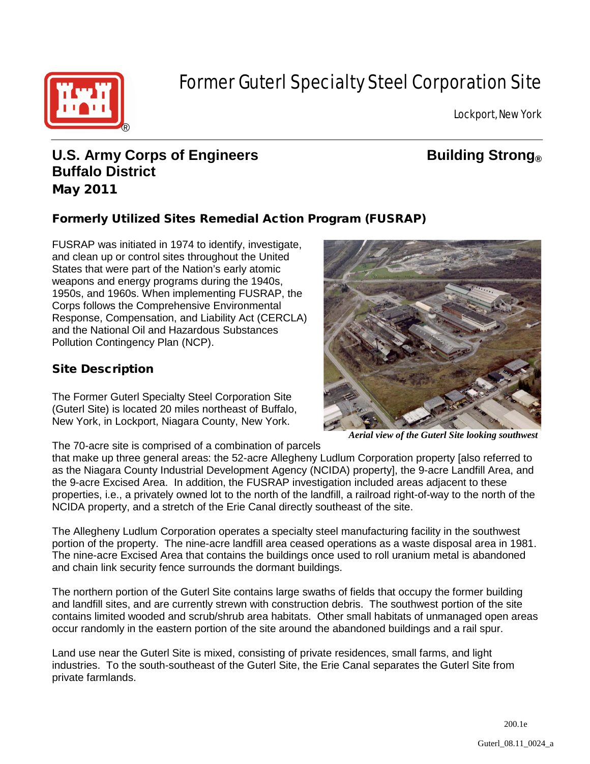# Former Guterl Specialty Steel Corporation Site

Lockport, New York

**U.S. Army Corps of Engineers**
**Buffalo District**
**May 2011**

**Building Strong®**

## Formerly Utilized Sites Remedial Action Program (FUSRAP)

FUSRAP was initiated in 1974 to identify, investigate, and clean up or control sites throughout the United States that were part of the Nation's early atomic weapons and energy programs during the 1940s, 1950s, and 1960s. When implementing FUSRAP, the Corps follows the Comprehensive Environmental Response, Compensation, and Liability Act (CERCLA) and the National Oil and Hazardous Substances Pollution Contingency Plan (NCP).

## Site Description

The Former Guterl Specialty Steel Corporation Site (Guterl Site) is located 20 miles northeast of Buffalo, New York, in Lockport, Niagara County, New York.

*Aerial view of the Guterl Site looking southwest*

The 70-acre site is comprised of a combination of parcels that make up three general areas: the 52-acre Allegheny Ludlum Corporation property [also referred to as the Niagara County Industrial Development Agency (NCIDA) property], the 9-acre Landfill Area, and the 9-acre Excised Area. In addition, the FUSRAP investigation included areas adjacent to these properties, i.e., a privately owned lot to the north of the landfill, a railroad right-of-way to the north of the NCIDA property, and a stretch of the Erie Canal directly southeast of the site.

The Allegheny Ludlum Corporation operates a specialty steel manufacturing facility in the southwest portion of the property. The nine-acre landfill area ceased operations as a waste disposal area in 1981. The nine-acre Excised Area that contains the buildings once used to roll uranium metal is abandoned and chain link security fence surrounds the dormant buildings.

The northern portion of the Guterl Site contains large swaths of fields that occupy the former building and landfill sites, and are currently strewn with construction debris. The southwest portion of the site contains limited wooded and scrub/shrub area habitats. Other small habitats of unmanaged open areas occur randomly in the eastern portion of the site around the abandoned buildings and a rail spur.

Land use near the Guterl Site is mixed, consisting of private residences, small farms, and light industries. To the south-southeast of the Guterl Site, the Erie Canal separates the Guterl Site from private farmlands.

200.1e

Guterl_08.11_0024_a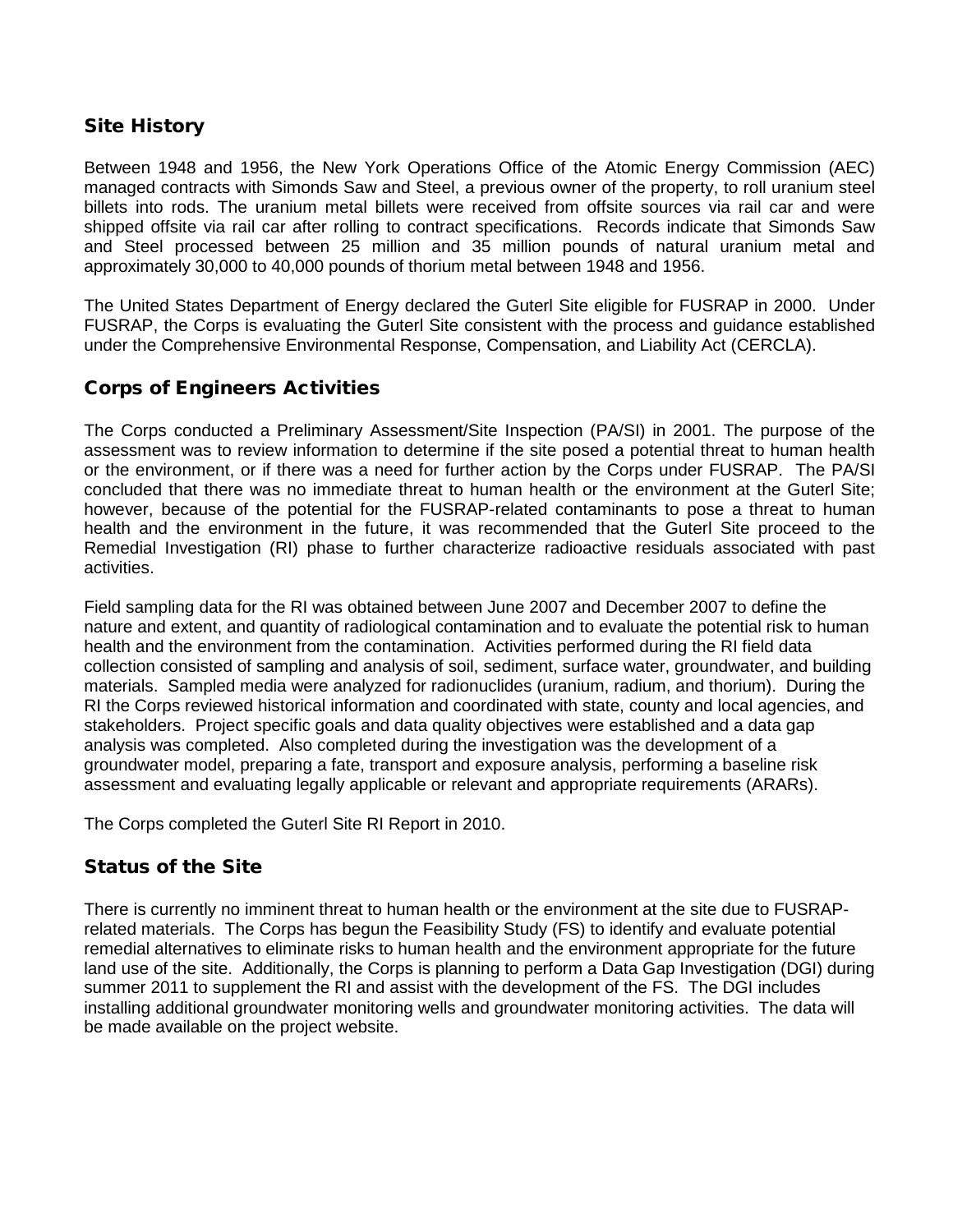## Site History

Between 1948 and 1956, the New York Operations Office of the Atomic Energy Commission (AEC) managed contracts with Simonds Saw and Steel, a previous owner of the property, to roll uranium steel billets into rods. The uranium metal billets were received from offsite sources via rail car and were shipped offsite via rail car after rolling to contract specifications. Records indicate that Simonds Saw and Steel processed between 25 million and 35 million pounds of natural uranium metal and approximately 30,000 to 40,000 pounds of thorium metal between 1948 and 1956.

The United States Department of Energy declared the Guterl Site eligible for FUSRAP in 2000. Under FUSRAP, the Corps is evaluating the Guterl Site consistent with the process and guidance established under the Comprehensive Environmental Response, Compensation, and Liability Act (CERCLA).

## Corps of Engineers Activities

The Corps conducted a Preliminary Assessment/Site Inspection (PA/SI) in 2001. The purpose of the assessment was to review information to determine if the site posed a potential threat to human health or the environment, or if there was a need for further action by the Corps under FUSRAP. The PA/SI concluded that there was no immediate threat to human health or the environment at the Guterl Site; however, because of the potential for the FUSRAP-related contaminants to pose a threat to human health and the environment in the future, it was recommended that the Guterl Site proceed to the Remedial Investigation (RI) phase to further characterize radioactive residuals associated with past activities.

Field sampling data for the RI was obtained between June 2007 and December 2007 to define the nature and extent, and quantity of radiological contamination and to evaluate the potential risk to human health and the environment from the contamination. Activities performed during the RI field data collection consisted of sampling and analysis of soil, sediment, surface water, groundwater, and building materials. Sampled media were analyzed for radionuclides (uranium, radium, and thorium). During the RI the Corps reviewed historical information and coordinated with state, county and local agencies, and stakeholders. Project specific goals and data quality objectives were established and a data gap analysis was completed. Also completed during the investigation was the development of a groundwater model, preparing a fate, transport and exposure analysis, performing a baseline risk assessment and evaluating legally applicable or relevant and appropriate requirements (ARARs).

The Corps completed the Guterl Site RI Report in 2010.

## Status of the Site

There is currently no imminent threat to human health or the environment at the site due to FUSRAP-related materials. The Corps has begun the Feasibility Study (FS) to identify and evaluate potential remedial alternatives to eliminate risks to human health and the environment appropriate for the future land use of the site. Additionally, the Corps is planning to perform a Data Gap Investigation (DGI) during summer 2011 to supplement the RI and assist with the development of the FS. The DGI includes installing additional groundwater monitoring wells and groundwater monitoring activities. The data will be made available on the project website.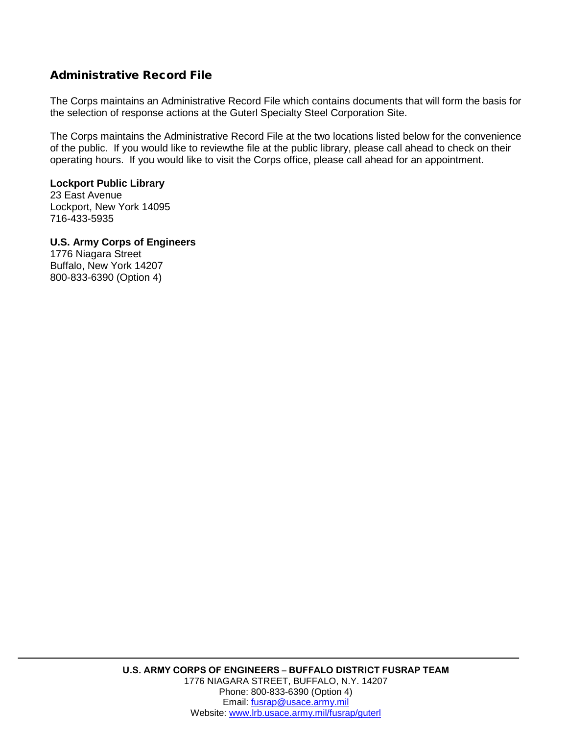## Administrative Record File

The Corps maintains an Administrative Record File which contains documents that will form the basis for the selection of response actions at the Guterl Specialty Steel Corporation Site.

The Corps maintains the Administrative Record File at the two locations listed below for the convenience of the public. If you would like to reviewthe file at the public library, please call ahead to check on their operating hours. If you would like to visit the Corps office, please call ahead for an appointment.

**Lockport Public Library**
23 East Avenue
Lockport, New York 14095
716-433-5935

**U.S. Army Corps of Engineers**
1776 Niagara Street
Buffalo, New York 14207
800-833-6390 (Option 4)

**U.S. ARMY CORPS OF ENGINEERS – BUFFALO DISTRICT FUSRAP TEAM**
1776 NIAGARA STREET, BUFFALO, N.Y. 14207
Phone: 800-833-6390 (Option 4)
Email: fusrap@usace.army.mil
Website: www.lrb.usace.army.mil/fusrap/guterl